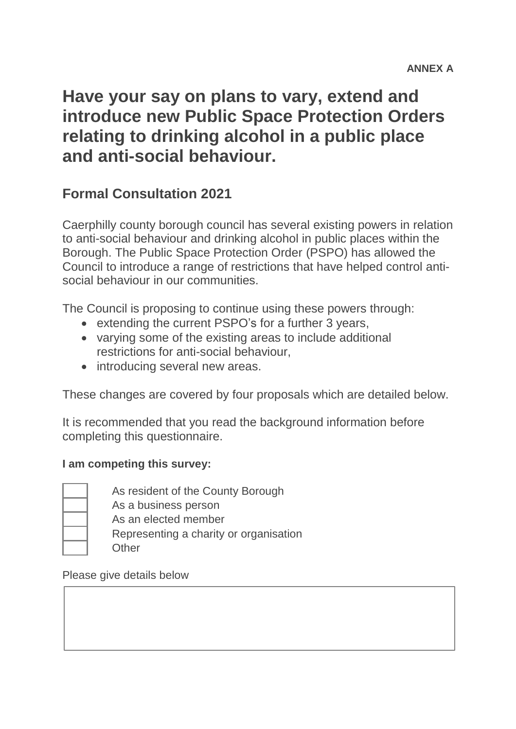**ANNEX A**

# Have your say on plans to vary, extend and introduce new Public Space Protection Orders relating to drinking alcohol in a public place and anti-social behaviour.

## Formal Consultation 2021

Caerphilly county borough council has several existing powers in relation to anti-social behaviour and drinking alcohol in public places within the Borough. The Public Space Protection Order (PSPO) has allowed the Council to introduce a range of restrictions that have helped control anti-social behaviour in our communities.

The Council is proposing to continue using these powers through:

- extending the current PSPO's for a further 3 years,
- varying some of the existing areas to include additional restrictions for anti-social behaviour,
- introducing several new areas.

These changes are covered by four proposals which are detailed below.

It is recommended that you read the background information before completing this questionnaire.

**I am competing this survey:**

- ☐ As resident of the County Borough
- ☐ As a business person
- ☐ As an elected member
- ☐ Representing a charity or organisation
- ☐ Other

Please give details below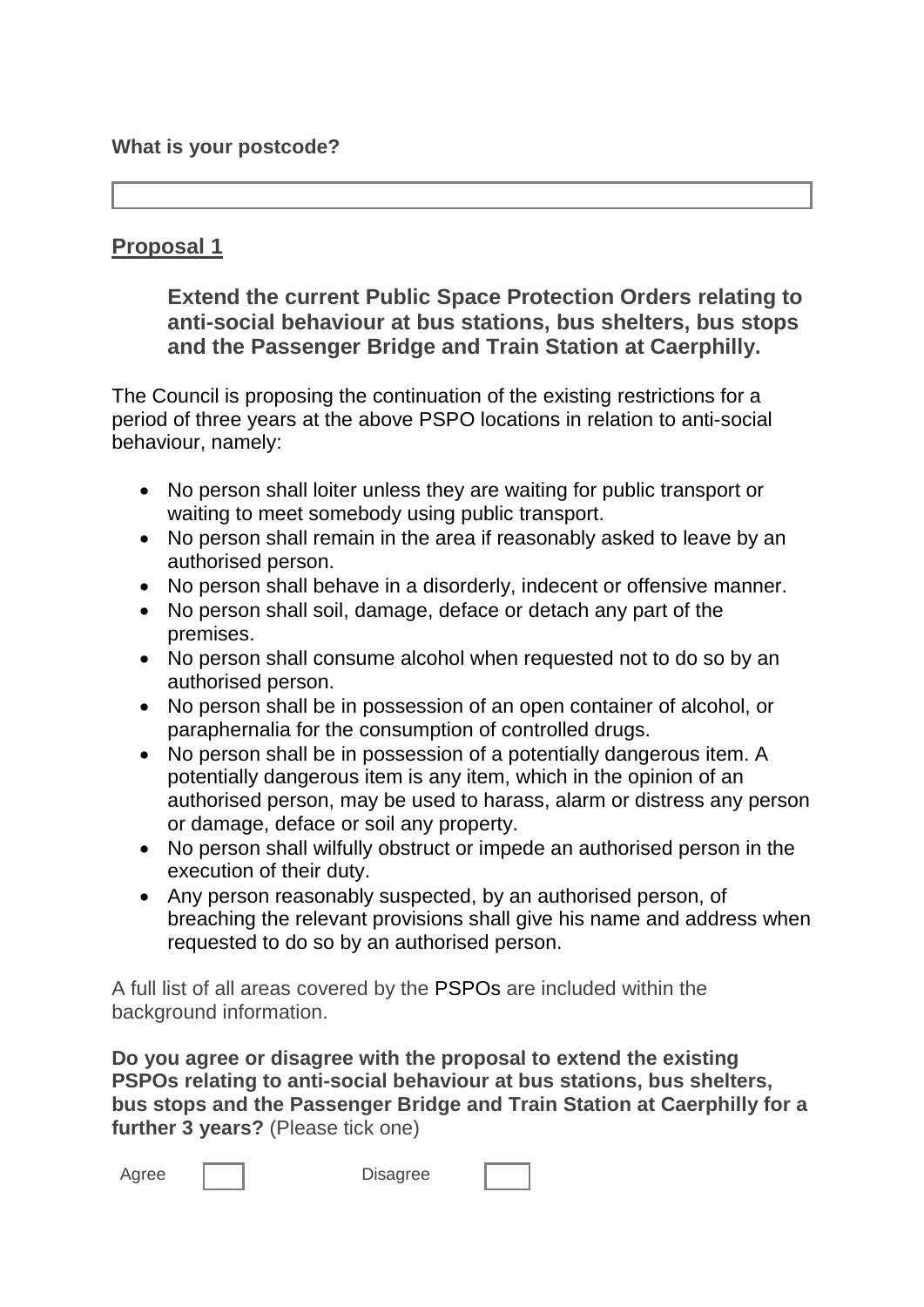**What is your postcode?**

| |
|---|
| |

## Proposal 1

**Extend the current Public Space Protection Orders relating to anti-social behaviour at bus stations, bus shelters, bus stops and the Passenger Bridge and Train Station at Caerphilly.**

The Council is proposing the continuation of the existing restrictions for a period of three years at the above PSPO locations in relation to anti-social behaviour, namely:

- No person shall loiter unless they are waiting for public transport or waiting to meet somebody using public transport.
- No person shall remain in the area if reasonably asked to leave by an authorised person.
- No person shall behave in a disorderly, indecent or offensive manner.
- No person shall soil, damage, deface or detach any part of the premises.
- No person shall consume alcohol when requested not to do so by an authorised person.
- No person shall be in possession of an open container of alcohol, or paraphernalia for the consumption of controlled drugs.
- No person shall be in possession of a potentially dangerous item. A potentially dangerous item is any item, which in the opinion of an authorised person, may be used to harass, alarm or distress any person or damage, deface or soil any property.
- No person shall wilfully obstruct or impede an authorised person in the execution of their duty.
- Any person reasonably suspected, by an authorised person, of breaching the relevant provisions shall give his name and address when requested to do so by an authorised person.

A full list of all areas covered by the PSPOs are included within the background information.

**Do you agree or disagree with the proposal to extend the existing PSPOs relating to anti-social behaviour at bus stations, bus shelters, bus stops and the Passenger Bridge and Train Station at Caerphilly for a further 3 years?** (Please tick one)

Agree ☐ Disagree ☐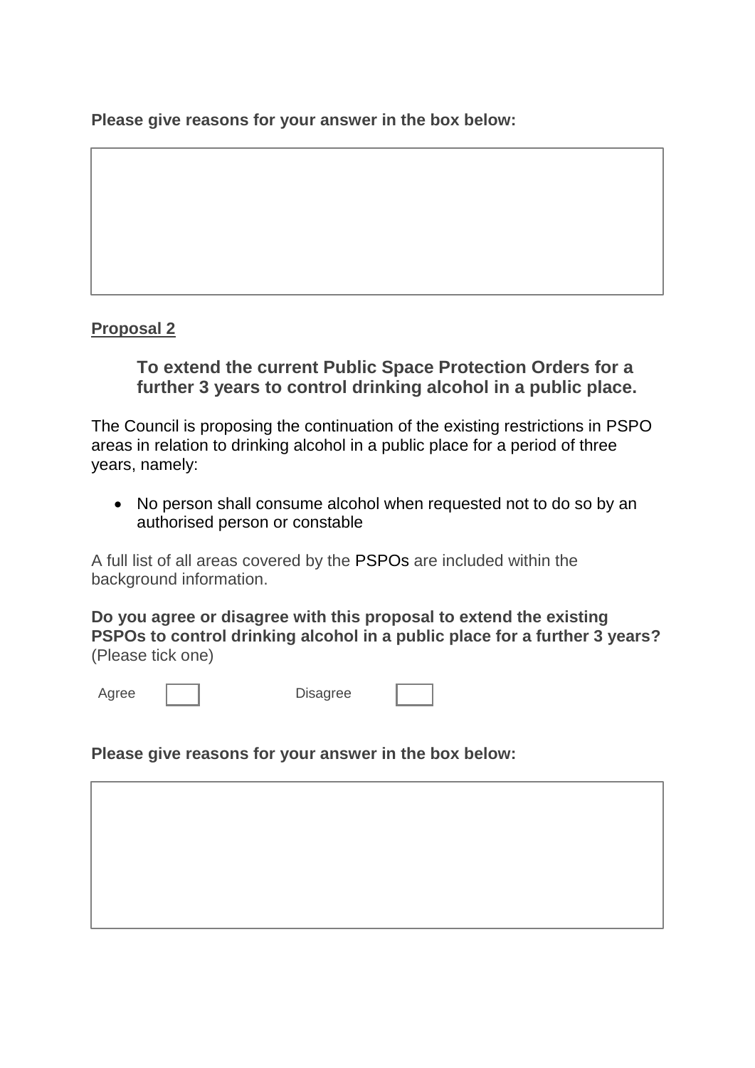**Please give reasons for your answer in the box below:**

<u>**Proposal 2**</u>

**To extend the current Public Space Protection Orders for a further 3 years to control drinking alcohol in a public place.**

The Council is proposing the continuation of the existing restrictions in PSPO areas in relation to drinking alcohol in a public place for a period of three years, namely:

- No person shall consume alcohol when requested not to do so by an authorised person or constable

A full list of all areas covered by the PSPOs are included within the background information.

**Do you agree or disagree with this proposal to extend the existing PSPOs to control drinking alcohol in a public place for a further 3 years?** (Please tick one)

Agree ☐ Disagree ☐

**Please give reasons for your answer in the box below:**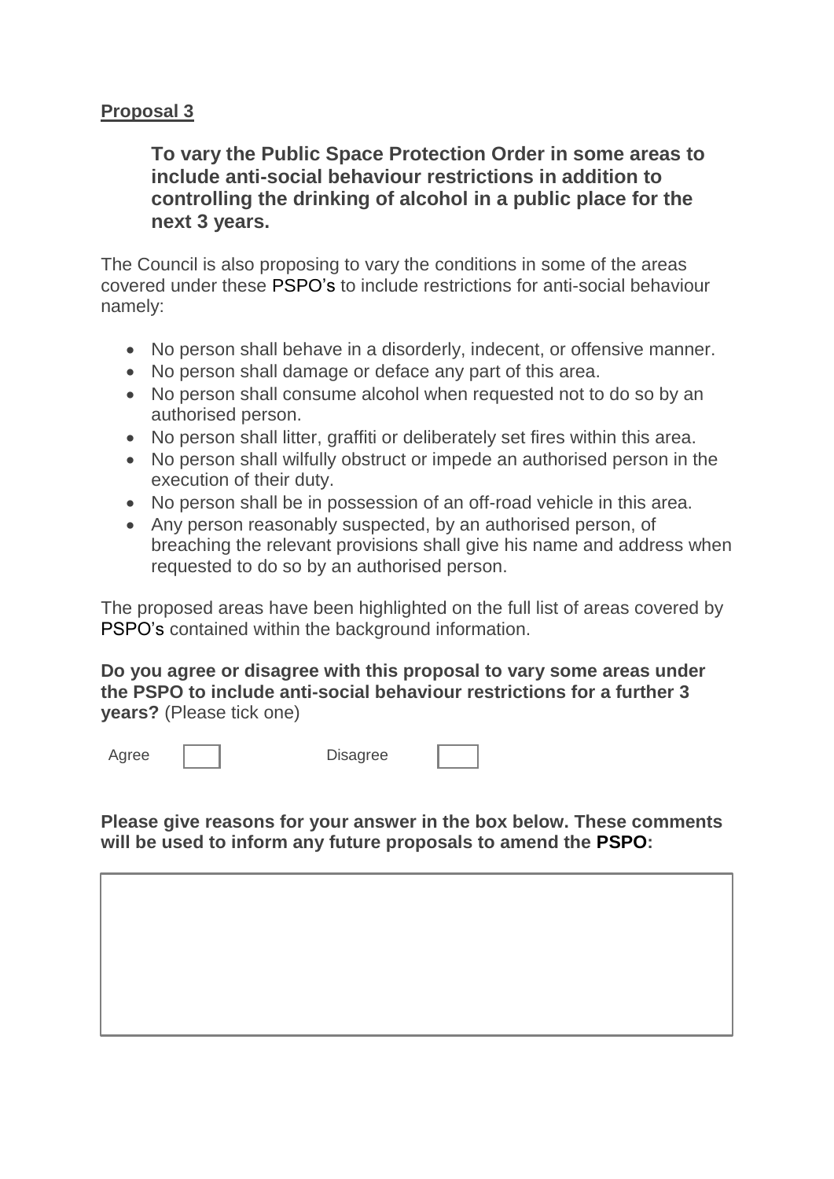**<u>Proposal 3</u>**

**To vary the Public Space Protection Order in some areas to include anti-social behaviour restrictions in addition to controlling the drinking of alcohol in a public place for the next 3 years.**

The Council is also proposing to vary the conditions in some of the areas covered under these PSPO's to include restrictions for anti-social behaviour namely:

- No person shall behave in a disorderly, indecent, or offensive manner.
- No person shall damage or deface any part of this area.
- No person shall consume alcohol when requested not to do so by an authorised person.
- No person shall litter, graffiti or deliberately set fires within this area.
- No person shall wilfully obstruct or impede an authorised person in the execution of their duty.
- No person shall be in possession of an off-road vehicle in this area.
- Any person reasonably suspected, by an authorised person, of breaching the relevant provisions shall give his name and address when requested to do so by an authorised person.

The proposed areas have been highlighted on the full list of areas covered by PSPO's contained within the background information.

**Do you agree or disagree with this proposal to vary some areas under the PSPO to include anti-social behaviour restrictions for a further 3 years?** (Please tick one)

Agree ☐ Disagree ☐

**Please give reasons for your answer in the box below. These comments will be used to inform any future proposals to amend the PSPO:**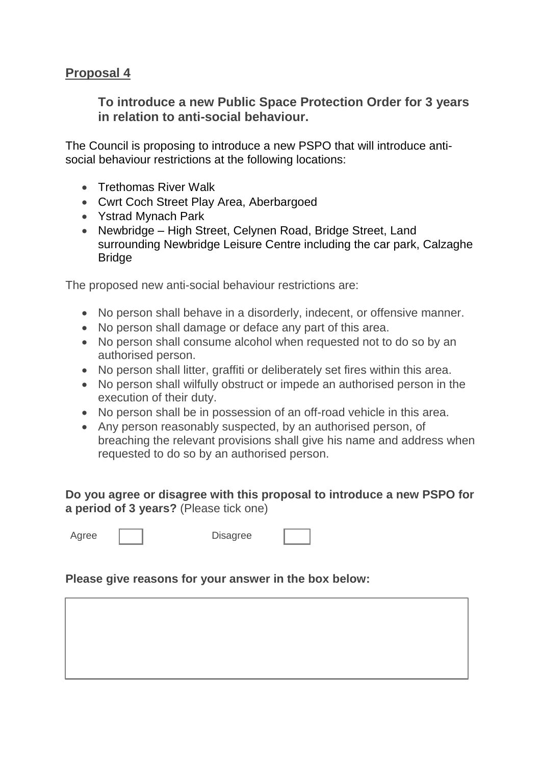## Proposal 4

**To introduce a new Public Space Protection Order for 3 years in relation to anti-social behaviour.**

The Council is proposing to introduce a new PSPO that will introduce anti-social behaviour restrictions at the following locations:

- Trethomas River Walk
- Cwrt Coch Street Play Area, Aberbargoed
- Ystrad Mynach Park
- Newbridge – High Street, Celynen Road, Bridge Street, Land surrounding Newbridge Leisure Centre including the car park, Calzaghe Bridge

The proposed new anti-social behaviour restrictions are:

- No person shall behave in a disorderly, indecent, or offensive manner.
- No person shall damage or deface any part of this area.
- No person shall consume alcohol when requested not to do so by an authorised person.
- No person shall litter, graffiti or deliberately set fires within this area.
- No person shall wilfully obstruct or impede an authorised person in the execution of their duty.
- No person shall be in possession of an off-road vehicle in this area.
- Any person reasonably suspected, by an authorised person, of breaching the relevant provisions shall give his name and address when requested to do so by an authorised person.

**Do you agree or disagree with this proposal to introduce a new PSPO for a period of 3 years?** (Please tick one)

Agree ☐ Disagree ☐

**Please give reasons for your answer in the box below:**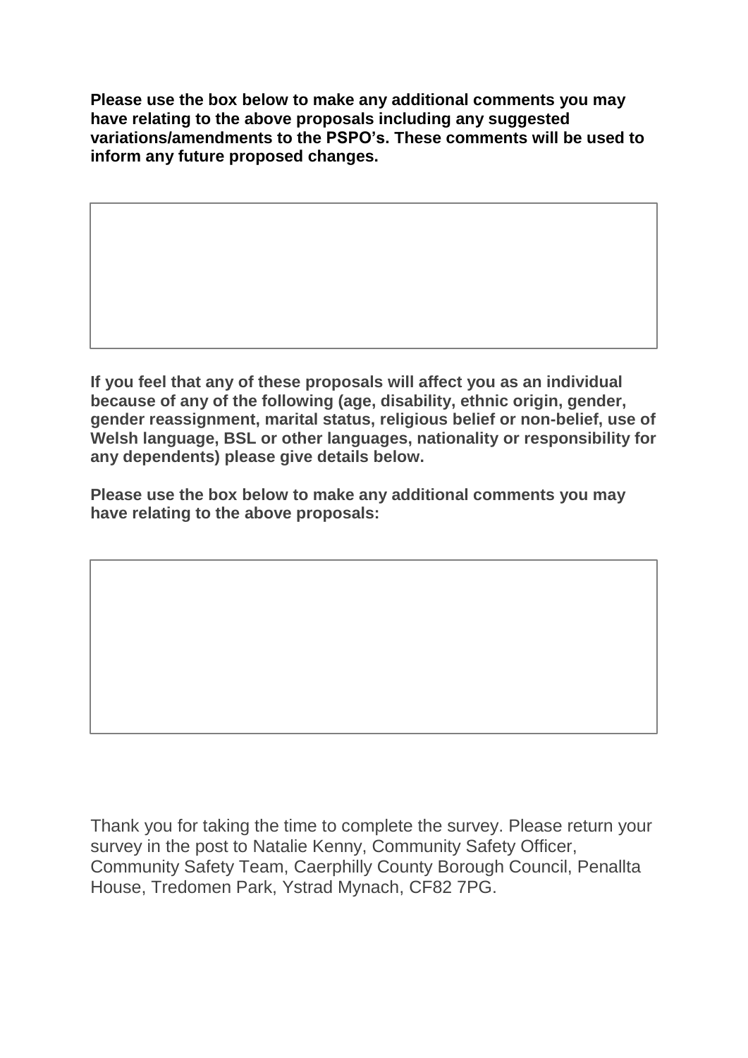**Please use the box below to make any additional comments you may have relating to the above proposals including any suggested variations/amendments to the PSPO's. These comments will be used to inform any future proposed changes.**

| |
|---|
| |

**If you feel that any of these proposals will affect you as an individual because of any of the following (age, disability, ethnic origin, gender, gender reassignment, marital status, religious belief or non-belief, use of Welsh language, BSL or other languages, nationality or responsibility for any dependents) please give details below.**

**Please use the box below to make any additional comments you may have relating to the above proposals:**

| |
|---|
| |

Thank you for taking the time to complete the survey. Please return your survey in the post to Natalie Kenny, Community Safety Officer, Community Safety Team, Caerphilly County Borough Council, Penallta House, Tredomen Park, Ystrad Mynach, CF82 7PG.